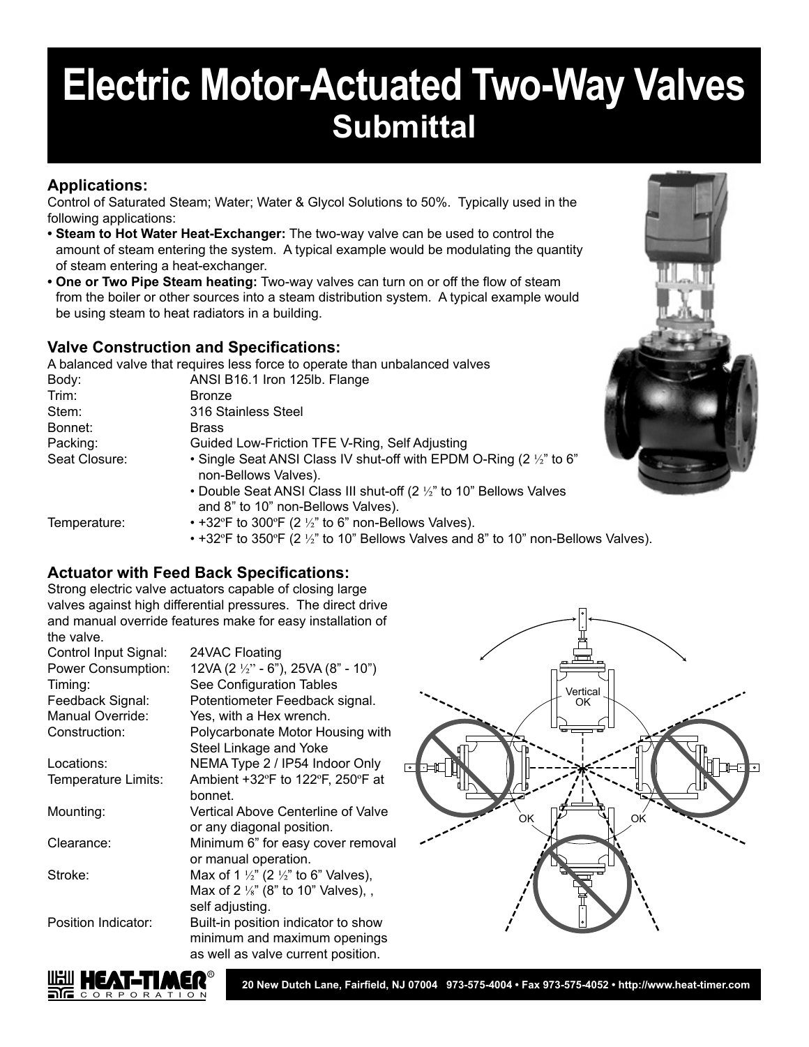# Electric Motor-Actuated Two-Way Valves

## Submittal

### Applications:

Control of Saturated Steam; Water; Water & Glycol Solutions to 50%. Typically used in the following applications:

- **Steam to Hot Water Heat-Exchanger:** The two-way valve can be used to control the amount of steam entering the system. A typical example would be modulating the quantity of steam entering a heat-exchanger.
- **One or Two Pipe Steam heating:** Two-way valves can turn on or off the flow of steam from the boiler or other sources into a steam distribution system. A typical example would be using steam to heat radiators in a building.

### Valve Construction and Specifications:

A balanced valve that requires less force to operate than unbalanced valves

| | |
|---|---|
| Body: | ANSI B16.1 Iron 125lb. Flange |
| Trim: | Bronze |
| Stem: | 316 Stainless Steel |
| Bonnet: | Brass |
| Packing: | Guided Low-Friction TFE V-Ring, Self Adjusting |
| Seat Closure: | • Single Seat ANSI Class IV shut-off with EPDM O-Ring (2 ½" to 6" non-Bellows Valves).<br>• Double Seat ANSI Class III shut-off (2 ½" to 10" Bellows Valves and 8" to 10" non-Bellows Valves). |
| Temperature: | • +32ºF to 300ºF (2 ½" to 6" non-Bellows Valves).<br>• +32ºF to 350ºF (2 ½" to 10" Bellows Valves and 8" to 10" non-Bellows Valves). |

### Actuator with Feed Back Specifications:

Strong electric valve actuators capable of closing large valves against high differential pressures. The direct drive and manual override features make for easy installation of the valve.

| | |
|---|---|
| Control Input Signal: | 24VAC Floating |
| Power Consumption: | 12VA (2 ½" - 6"), 25VA (8" - 10") |
| Timing: | See Configuration Tables |
| Feedback Signal: | Potentiometer Feedback signal. |
| Manual Override: | Yes, with a Hex wrench. |
| Construction: | Polycarbonate Motor Housing with Steel Linkage and Yoke |
| Locations: | NEMA Type 2 / IP54 Indoor Only |
| Temperature Limits: | Ambient +32ºF to 122ºF, 250ºF at bonnet. |
| Mounting: | Vertical Above Centerline of Valve or any diagonal position. |
| Clearance: | Minimum 6" for easy cover removal or manual operation. |
| Stroke: | Max of 1 ½" (2 ½" to 6" Valves), Max of 2 ⅛" (8" to 10" Valves), , self adjusting. |
| Position Indicator: | Built-in position indicator to show minimum and maximum openings as well as valve current position. |

Vertical OK

OK

OK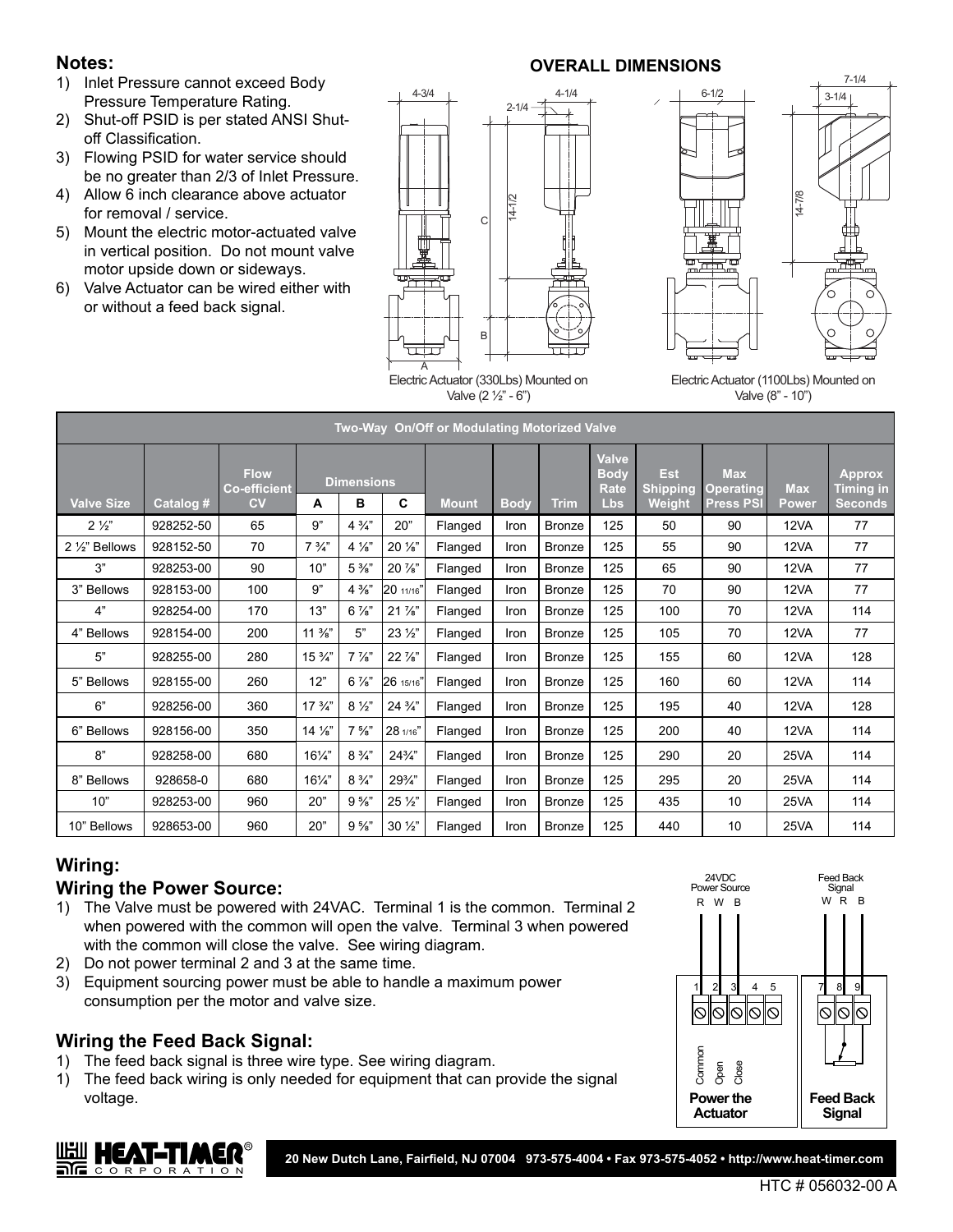## Notes:

1) Inlet Pressure cannot exceed Body Pressure Temperature Rating.
2) Shut-off PSID is per stated ANSI Shut-off Classification.
3) Flowing PSID for water service should be no greater than 2/3 of Inlet Pressure.
4) Allow 6 inch clearance above actuator for removal / service.
5) Mount the electric motor-actuated valve in vertical position. Do not mount valve motor upside down or sideways.
6) Valve Actuator can be wired either with or without a feed back signal.

## OVERALL DIMENSIONS

4-3/4
4-1/4
2-1/4
14-1/2
C
B
A

Electric Actuator (330Lbs) Mounted on Valve (2 ½" - 6")

6-1/2
7-1/4
3-1/4
14-7/8

Electric Actuator (1100Lbs) Mounted on Valve (8" - 10")

| Two-Way On/Off or Modulating Motorized Valve | | | | | | | | | | | | | |
|---|---|---|---|---|---|---|---|---|---|---|---|---|---|
| | | Flow Co-efficient | Dimensions | | | | | | Valve Body Rate | Est Shipping | Max Operating | | Approx Timing in |
| Valve Size | Catalog # | CV | A | B | C | Mount | Body | Trim | Lbs | Weight | Press PSI | Max Power | Seconds |
| 2 ½" | 928252-50 | 65 | 9" | 4 ¾" | 20" | Flanged | Iron | Bronze | 125 | 50 | 90 | 12VA | 77 |
| 2 ½" Bellows | 928152-50 | 70 | 7 ¾" | 4 ⅛" | 20 ⅛" | Flanged | Iron | Bronze | 125 | 55 | 90 | 12VA | 77 |
| 3" | 928253-00 | 90 | 10" | 5 ⅜" | 20 ⅞" | Flanged | Iron | Bronze | 125 | 65 | 90 | 12VA | 77 |
| 3" Bellows | 928153-00 | 100 | 9" | 4 ⅜" | 20 11/16" | Flanged | Iron | Bronze | 125 | 70 | 90 | 12VA | 77 |
| 4" | 928254-00 | 170 | 13" | 6 ⅞" | 21 ⅞" | Flanged | Iron | Bronze | 125 | 100 | 70 | 12VA | 114 |
| 4" Bellows | 928154-00 | 200 | 11 ⅜" | 5" | 23 ½" | Flanged | Iron | Bronze | 125 | 105 | 70 | 12VA | 77 |
| 5" | 928255-00 | 280 | 15 ¾" | 7 ⅞" | 22 ⅞" | Flanged | Iron | Bronze | 125 | 155 | 60 | 12VA | 128 |
| 5" Bellows | 928155-00 | 260 | 12" | 6 ⅞" | 26 15/16" | Flanged | Iron | Bronze | 125 | 160 | 60 | 12VA | 114 |
| 6" | 928256-00 | 360 | 17 ¾" | 8 ½" | 24 ¾" | Flanged | Iron | Bronze | 125 | 195 | 40 | 12VA | 128 |
| 6" Bellows | 928156-00 | 350 | 14 ⅛" | 7 ⅝" | 28 1/16" | Flanged | Iron | Bronze | 125 | 200 | 40 | 12VA | 114 |
| 8" | 928258-00 | 680 | 16¼" | 8 ¾" | 24¾" | Flanged | Iron | Bronze | 125 | 290 | 20 | 25VA | 114 |
| 8" Bellows | 928658-0 | 680 | 16¼" | 8 ¾" | 29¾" | Flanged | Iron | Bronze | 125 | 295 | 20 | 25VA | 114 |
| 10" | 928253-00 | 960 | 20" | 9 ⅝" | 25 ½" | Flanged | Iron | Bronze | 125 | 435 | 10 | 25VA | 114 |
| 10" Bellows | 928653-00 | 960 | 20" | 9 ⅝" | 30 ½" | Flanged | Iron | Bronze | 125 | 440 | 10 | 25VA | 114 |

## Wiring:

### Wiring the Power Source:

1) The Valve must be powered with 24VAC. Terminal 1 is the common. Terminal 2 when powered with the common will open the valve. Terminal 3 when powered with the common will close the valve. See wiring diagram.
2) Do not power terminal 2 and 3 at the same time.
3) Equipment sourcing power must be able to handle a maximum power consumption per the motor and valve size.

### Wiring the Feed Back Signal:

1) The feed back signal is three wire type. See wiring diagram.
1) The feed back wiring is only needed for equipment that can provide the signal voltage.

24VDC Power Source
R W B

Feed Back Signal
W R B

1 2 3 4 5
7 8 9

Common
Open
Close

**Power the Actuator**

**Feed Back Signal**

HEAT-TIMER® CORPORATION

20 New Dutch Lane, Fairfield, NJ 07004 973-575-4004 • Fax 973-575-4052 • http://www.heat-timer.com

HTC # 056032-00 A